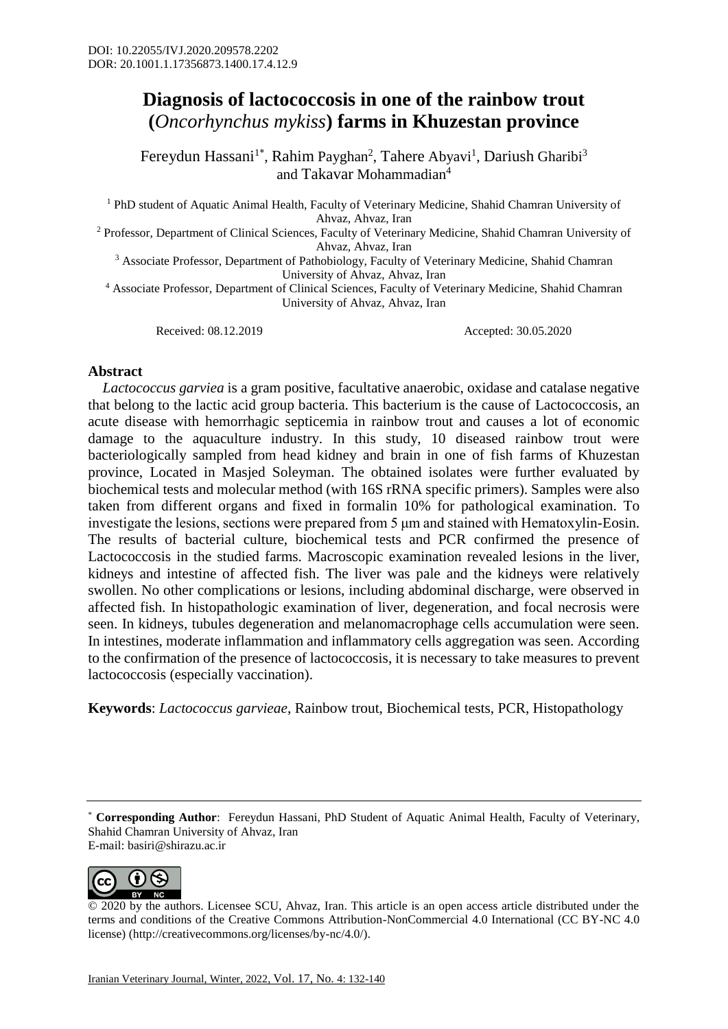DOI: 10.22055/IVJ.2020.209578.2202
DOR: 20.1001.1.17356873.1400.17.4.12.9

# Diagnosis of lactococcosis in one of the rainbow trout (*Oncorhynchus mykiss*) farms in Khuzestan province

Fereydun Hassani[1*], Rahim Payghan[2], Tahere Abyavi[1], Dariush Gharibi[3] and Takavar Mohammadian[4]

[1] PhD student of Aquatic Animal Health, Faculty of Veterinary Medicine, Shahid Chamran University of Ahvaz, Ahvaz, Iran
[2] Professor, Department of Clinical Sciences, Faculty of Veterinary Medicine, Shahid Chamran University of Ahvaz, Ahvaz, Iran
[3] Associate Professor, Department of Pathobiology, Faculty of Veterinary Medicine, Shahid Chamran University of Ahvaz, Ahvaz, Iran
[4] Associate Professor, Department of Clinical Sciences, Faculty of Veterinary Medicine, Shahid Chamran University of Ahvaz, Ahvaz, Iran

Received: 08.12.2019 Accepted: 30.05.2020

## Abstract

*Lactococcus garviea* is a gram positive, facultative anaerobic, oxidase and catalase negative that belong to the lactic acid group bacteria. This bacterium is the cause of Lactococcosis, an acute disease with hemorrhagic septicemia in rainbow trout and causes a lot of economic damage to the aquaculture industry. In this study, 10 diseased rainbow trout were bacteriologically sampled from head kidney and brain in one of fish farms of Khuzestan province, Located in Masjed Soleyman. The obtained isolates were further evaluated by biochemical tests and molecular method (with 16S rRNA specific primers). Samples were also taken from different organs and fixed in formalin 10% for pathological examination. To investigate the lesions, sections were prepared from 5 μm and stained with Hematoxylin-Eosin. The results of bacterial culture, biochemical tests and PCR confirmed the presence of Lactococcosis in the studied farms. Macroscopic examination revealed lesions in the liver, kidneys and intestine of affected fish. The liver was pale and the kidneys were relatively swollen. No other complications or lesions, including abdominal discharge, were observed in affected fish. In histopathologic examination of liver, degeneration, and focal necrosis were seen. In kidneys, tubules degeneration and melanomacrophage cells accumulation were seen. In intestines, moderate inflammation and inflammatory cells aggregation was seen. According to the confirmation of the presence of lactococcosis, it is necessary to take measures to prevent lactococcosis (especially vaccination).

**Keywords**: *Lactococcus garvieae*, Rainbow trout, Biochemical tests, PCR, Histopathology

---

* **Corresponding Author**: Fereydun Hassani, PhD Student of Aquatic Animal Health, Faculty of Veterinary, Shahid Chamran University of Ahvaz, Iran
E-mail: basiri@shirazu.ac.ir

© 2020 by the authors. Licensee SCU, Ahvaz, Iran. This article is an open access article distributed under the terms and conditions of the Creative Commons Attribution-NonCommercial 4.0 International (CC BY-NC 4.0 license) (http://creativecommons.org/licenses/by-nc/4.0/).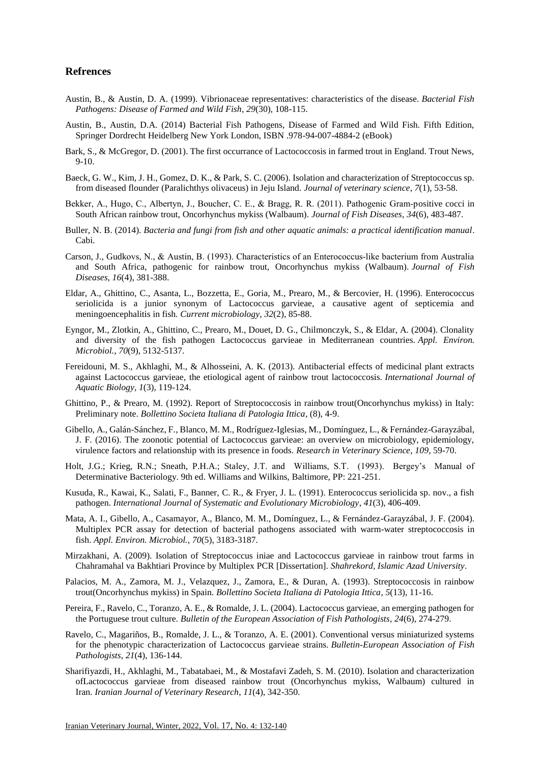## Refrences

Austin, B., & Austin, D. A. (1999). Vibrionaceae representatives: characteristics of the disease. *Bacterial Fish Pathogens: Disease of Farmed and Wild Fish*, *29*(30), 108-115.

Austin, B., Austin, D.A. (2014) Bacterial Fish Pathogens, Disease of Farmed and Wild Fish. Fifth Edition, Springer Dordrecht Heidelberg New York London, ISBN .978-94-007-4884-2 (eBook)

Bark, S., & McGregor, D. (2001). The first occurrance of Lactococcosis in farmed trout in England. Trout News, 9-10.

Baeck, G. W., Kim, J. H., Gomez, D. K., & Park, S. C. (2006). Isolation and characterization of Streptococcus sp. from diseased flounder (Paralichthys olivaceus) in Jeju Island. *Journal of veterinary science*, *7*(1), 53-58.

Bekker, A., Hugo, C., Albertyn, J., Boucher, C. E., & Bragg, R. R. (2011). Pathogenic Gram‐positive cocci in South African rainbow trout, Oncorhynchus mykiss (Walbaum). *Journal of Fish Diseases*, *34*(6), 483-487.

Buller, N. B. (2014). *Bacteria and fungi from fish and other aquatic animals: a practical identification manual*. Cabi.

Carson, J., Gudkovs, N., & Austin, B. (1993). Characteristics of an Enterococcus‐like bacterium from Australia and South Africa, pathogenic for rainbow trout, Oncorhynchus mykiss (Walbaum). *Journal of Fish Diseases*, *16*(4), 381-388.

Eldar, A., Ghittino, C., Asanta, L., Bozzetta, E., Goria, M., Prearo, M., & Bercovier, H. (1996). Enterococcus seriolicida is a junior synonym of Lactococcus garvieae, a causative agent of septicemia and meningoencephalitis in fish. *Current microbiology*, *32*(2), 85-88.

Eyngor, M., Zlotkin, A., Ghittino, C., Prearo, M., Douet, D. G., Chilmonczyk, S., & Eldar, A. (2004). Clonality and diversity of the fish pathogen Lactococcus garvieae in Mediterranean countries. *Appl. Environ. Microbiol.*, *70*(9), 5132-5137.

Fereidouni, M. S., Akhlaghi, M., & Alhosseini, A. K. (2013). Antibacterial effects of medicinal plant extracts against Lactococcus garvieae, the etiological agent of rainbow trout lactococcosis. *International Journal of Aquatic Biology*, *1*(3), 119-124.

Ghittino, P., & Prearo, M. (1992). Report of Streptococcosis in rainbow trout(Oncorhynchus mykiss) in Italy: Preliminary note. *Bollettino Societa Italiana di Patologia Ittica*, (8), 4-9.

Gibello, A., Galán-Sánchez, F., Blanco, M. M., Rodríguez-Iglesias, M., Domínguez, L., & Fernández-Garayzábal, J. F. (2016). The zoonotic potential of Lactococcus garvieae: an overview on microbiology, epidemiology, virulence factors and relationship with its presence in foods. *Research in Veterinary Science*, *109*, 59-70.

Holt, J.G.; Krieg, R.N.; Sneath, P.H.A.; Staley, J.T. and Williams, S.T. (1993). Bergey's Manual of Determinative Bacteriology. 9th ed. Williams and Wilkins, Baltimore, PP: 221-251.

Kusuda, R., Kawai, K., Salati, F., Banner, C. R., & Fryer, J. L. (1991). Enterococcus seriolicida sp. nov., a fish pathogen. *International Journal of Systematic and Evolutionary Microbiology*, *41*(3), 406-409.

Mata, A. I., Gibello, A., Casamayor, A., Blanco, M. M., Domínguez, L., & Fernández-Garayzábal, J. F. (2004). Multiplex PCR assay for detection of bacterial pathogens associated with warm-water streptococcosis in fish. *Appl. Environ. Microbiol.*, *70*(5), 3183-3187.

Mirzakhani, A. (2009). Isolation of Streptococcus iniae and Lactococcus garvieae in rainbow trout farms in Chahramahal va Bakhtiari Province by Multiplex PCR [Dissertation]. *Shahrekord, Islamic Azad University*.

Palacios, M. A., Zamora, M. J., Velazquez, J., Zamora, E., & Duran, A. (1993). Streptococcosis in rainbow trout(Oncorhynchus mykiss) in Spain. *Bollettino Societa Italiana di Patologia Ittica*, *5*(13), 11-16.

Pereira, F., Ravelo, C., Toranzo, A. E., & Romalde, J. L. (2004). Lactococcus garvieae, an emerging pathogen for the Portuguese trout culture. *Bulletin of the European Association of Fish Pathologists*, *24*(6), 274-279.

Ravelo, C., Magariños, B., Romalde, J. L., & Toranzo, A. E. (2001). Conventional versus miniaturized systems for the phenotypic characterization of Lactococcus garvieae strains. *Bulletin-European Association of Fish Pathologists*, *21*(4), 136-144.

Sharifiyazdi, H., Akhlaghi, M., Tabatabaei, M., & Mostafavi Zadeh, S. M. (2010). Isolation and characterization ofLactococcus garvieae from diseased rainbow trout (Oncorhynchus mykiss, Walbaum) cultured in Iran. *Iranian Journal of Veterinary Research*, *11*(4), 342-350.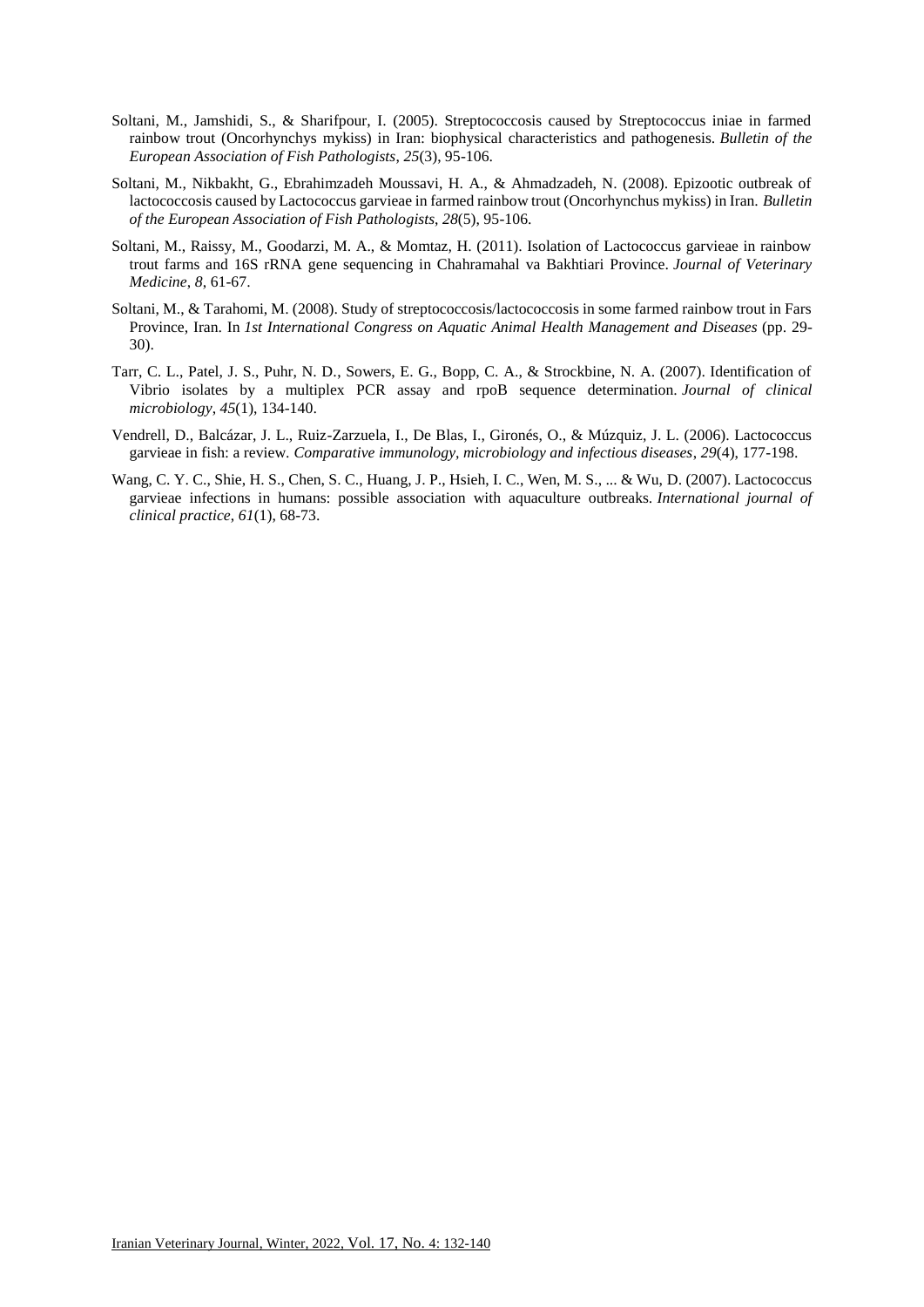Soltani, M., Jamshidi, S., & Sharifpour, I. (2005). Streptococcosis caused by Streptococcus iniae in farmed rainbow trout (Oncorhynchys mykiss) in Iran: biophysical characteristics and pathogenesis. *Bulletin of the European Association of Fish Pathologists*, *25*(3), 95-106.

Soltani, M., Nikbakht, G., Ebrahimzadeh Moussavi, H. A., & Ahmadzadeh, N. (2008). Epizootic outbreak of lactococcosis caused by Lactococcus garvieae in farmed rainbow trout (Oncorhynchus mykiss) in Iran. *Bulletin of the European Association of Fish Pathologists*, *28*(5), 95-106.

Soltani, M., Raissy, M., Goodarzi, M. A., & Momtaz, H. (2011). Isolation of Lactococcus garvieae in rainbow trout farms and 16S rRNA gene sequencing in Chahramahal va Bakhtiari Province. *Journal of Veterinary Medicine*, *8*, 61-67.

Soltani, M., & Tarahomi, M. (2008). Study of streptococcosis/lactococcosis in some farmed rainbow trout in Fars Province, Iran. In *1st International Congress on Aquatic Animal Health Management and Diseases* (pp. 29-30).

Tarr, C. L., Patel, J. S., Puhr, N. D., Sowers, E. G., Bopp, C. A., & Strockbine, N. A. (2007). Identification of Vibrio isolates by a multiplex PCR assay and rpoB sequence determination. *Journal of clinical microbiology*, *45*(1), 134-140.

Vendrell, D., Balcázar, J. L., Ruiz-Zarzuela, I., De Blas, I., Gironés, O., & Múzquiz, J. L. (2006). Lactococcus garvieae in fish: a review. *Comparative immunology, microbiology and infectious diseases*, *29*(4), 177-198.

Wang, C. Y. C., Shie, H. S., Chen, S. C., Huang, J. P., Hsieh, I. C., Wen, M. S., ... & Wu, D. (2007). Lactococcus garvieae infections in humans: possible association with aquaculture outbreaks. *International journal of clinical practice*, *61*(1), 68-73.